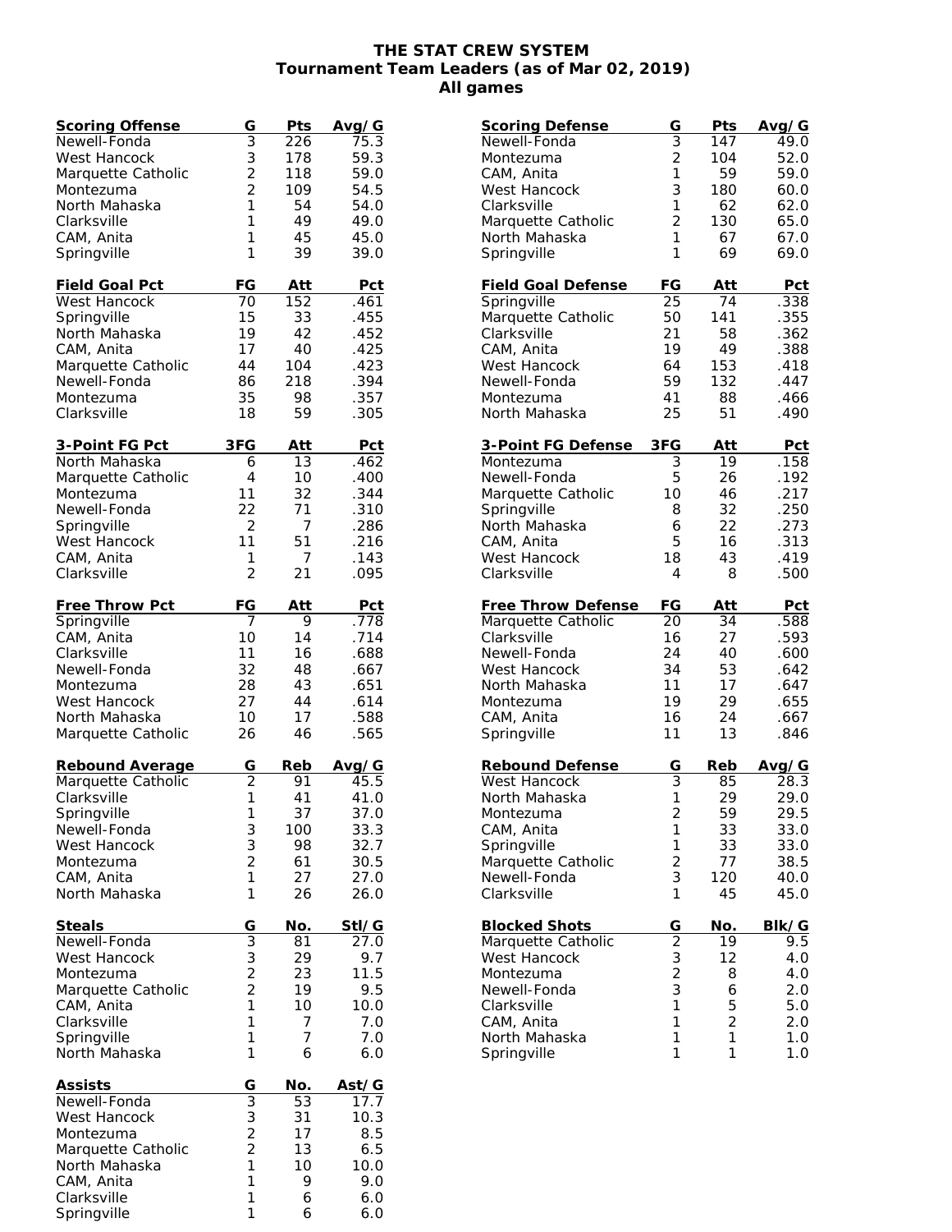# THE STAT CREW SYSTEM
## Tournament Team Leaders (as of Mar 02, 2019)
### All games

| Scoring Offense | G | Pts | Avg/G |
|---|---|---|---|
| Newell-Fonda | 3 | 226 | 75.3 |
| West Hancock | 3 | 178 | 59.3 |
| Marquette Catholic | 2 | 118 | 59.0 |
| Montezuma | 2 | 109 | 54.5 |
| North Mahaska | 1 | 54 | 54.0 |
| Clarksville | 1 | 49 | 49.0 |
| CAM, Anita | 1 | 45 | 45.0 |
| Springville | 1 | 39 | 39.0 |

| Field Goal Pct | FG | Att | Pct |
|---|---|---|---|
| West Hancock | 70 | 152 | .461 |
| Springville | 15 | 33 | .455 |
| North Mahaska | 19 | 42 | .452 |
| CAM, Anita | 17 | 40 | .425 |
| Marquette Catholic | 44 | 104 | .423 |
| Newell-Fonda | 86 | 218 | .394 |
| Montezuma | 35 | 98 | .357 |
| Clarksville | 18 | 59 | .305 |

| 3-Point FG Pct | 3FG | Att | Pct |
|---|---|---|---|
| North Mahaska | 6 | 13 | .462 |
| Marquette Catholic | 4 | 10 | .400 |
| Montezuma | 11 | 32 | .344 |
| Newell-Fonda | 22 | 71 | .310 |
| Springville | 2 | 7 | .286 |
| West Hancock | 11 | 51 | .216 |
| CAM, Anita | 1 | 7 | .143 |
| Clarksville | 2 | 21 | .095 |

| Free Throw Pct | FG | Att | Pct |
|---|---|---|---|
| Springville | 7 | 9 | .778 |
| CAM, Anita | 10 | 14 | .714 |
| Clarksville | 11 | 16 | .688 |
| Newell-Fonda | 32 | 48 | .667 |
| Montezuma | 28 | 43 | .651 |
| West Hancock | 27 | 44 | .614 |
| North Mahaska | 10 | 17 | .588 |
| Marquette Catholic | 26 | 46 | .565 |

| Rebound Average | G | Reb | Avg/G |
|---|---|---|---|
| Marquette Catholic | 2 | 91 | 45.5 |
| Clarksville | 1 | 41 | 41.0 |
| Springville | 1 | 37 | 37.0 |
| Newell-Fonda | 3 | 100 | 33.3 |
| West Hancock | 3 | 98 | 32.7 |
| Montezuma | 2 | 61 | 30.5 |
| CAM, Anita | 1 | 27 | 27.0 |
| North Mahaska | 1 | 26 | 26.0 |

| Steals | G | No. | Stl/G |
|---|---|---|---|
| Newell-Fonda | 3 | 81 | 27.0 |
| West Hancock | 3 | 29 | 9.7 |
| Montezuma | 2 | 23 | 11.5 |
| Marquette Catholic | 2 | 19 | 9.5 |
| CAM, Anita | 1 | 10 | 10.0 |
| Clarksville | 1 | 7 | 7.0 |
| Springville | 1 | 7 | 7.0 |
| North Mahaska | 1 | 6 | 6.0 |

| Assists | G | No. | Ast/G |
|---|---|---|---|
| Newell-Fonda | 3 | 53 | 17.7 |
| West Hancock | 3 | 31 | 10.3 |
| Montezuma | 2 | 17 | 8.5 |
| Marquette Catholic | 2 | 13 | 6.5 |
| North Mahaska | 1 | 10 | 10.0 |
| CAM, Anita | 1 | 9 | 9.0 |
| Clarksville | 1 | 6 | 6.0 |
| Springville | 1 | 6 | 6.0 |

| Scoring Defense | G | Pts | Avg/G |
|---|---|---|---|
| Newell-Fonda | 3 | 147 | 49.0 |
| Montezuma | 2 | 104 | 52.0 |
| CAM, Anita | 1 | 59 | 59.0 |
| West Hancock | 3 | 180 | 60.0 |
| Clarksville | 1 | 62 | 62.0 |
| Marquette Catholic | 2 | 130 | 65.0 |
| North Mahaska | 1 | 67 | 67.0 |
| Springville | 1 | 69 | 69.0 |

| Field Goal Defense | FG | Att | Pct |
|---|---|---|---|
| Springville | 25 | 74 | .338 |
| Marquette Catholic | 50 | 141 | .355 |
| Clarksville | 21 | 58 | .362 |
| CAM, Anita | 19 | 49 | .388 |
| West Hancock | 64 | 153 | .418 |
| Newell-Fonda | 59 | 132 | .447 |
| Montezuma | 41 | 88 | .466 |
| North Mahaska | 25 | 51 | .490 |

| 3-Point FG Defense | 3FG | Att | Pct |
|---|---|---|---|
| Montezuma | 3 | 19 | .158 |
| Newell-Fonda | 5 | 26 | .192 |
| Marquette Catholic | 10 | 46 | .217 |
| Springville | 8 | 32 | .250 |
| North Mahaska | 6 | 22 | .273 |
| CAM, Anita | 5 | 16 | .313 |
| West Hancock | 18 | 43 | .419 |
| Clarksville | 4 | 8 | .500 |

| Free Throw Defense | FG | Att | Pct |
|---|---|---|---|
| Marquette Catholic | 20 | 34 | .588 |
| Clarksville | 16 | 27 | .593 |
| Newell-Fonda | 24 | 40 | .600 |
| West Hancock | 34 | 53 | .642 |
| North Mahaska | 11 | 17 | .647 |
| Montezuma | 19 | 29 | .655 |
| CAM, Anita | 16 | 24 | .667 |
| Springville | 11 | 13 | .846 |

| Rebound Defense | G | Reb | Avg/G |
|---|---|---|---|
| West Hancock | 3 | 85 | 28.3 |
| North Mahaska | 1 | 29 | 29.0 |
| Montezuma | 2 | 59 | 29.5 |
| CAM, Anita | 1 | 33 | 33.0 |
| Springville | 1 | 33 | 33.0 |
| Marquette Catholic | 2 | 77 | 38.5 |
| Newell-Fonda | 3 | 120 | 40.0 |
| Clarksville | 1 | 45 | 45.0 |

| Blocked Shots | G | No. | Blk/G |
|---|---|---|---|
| Marquette Catholic | 2 | 19 | 9.5 |
| West Hancock | 3 | 12 | 4.0 |
| Montezuma | 2 | 8 | 4.0 |
| Newell-Fonda | 3 | 6 | 2.0 |
| Clarksville | 1 | 5 | 5.0 |
| CAM, Anita | 1 | 2 | 2.0 |
| North Mahaska | 1 | 1 | 1.0 |
| Springville | 1 | 1 | 1.0 |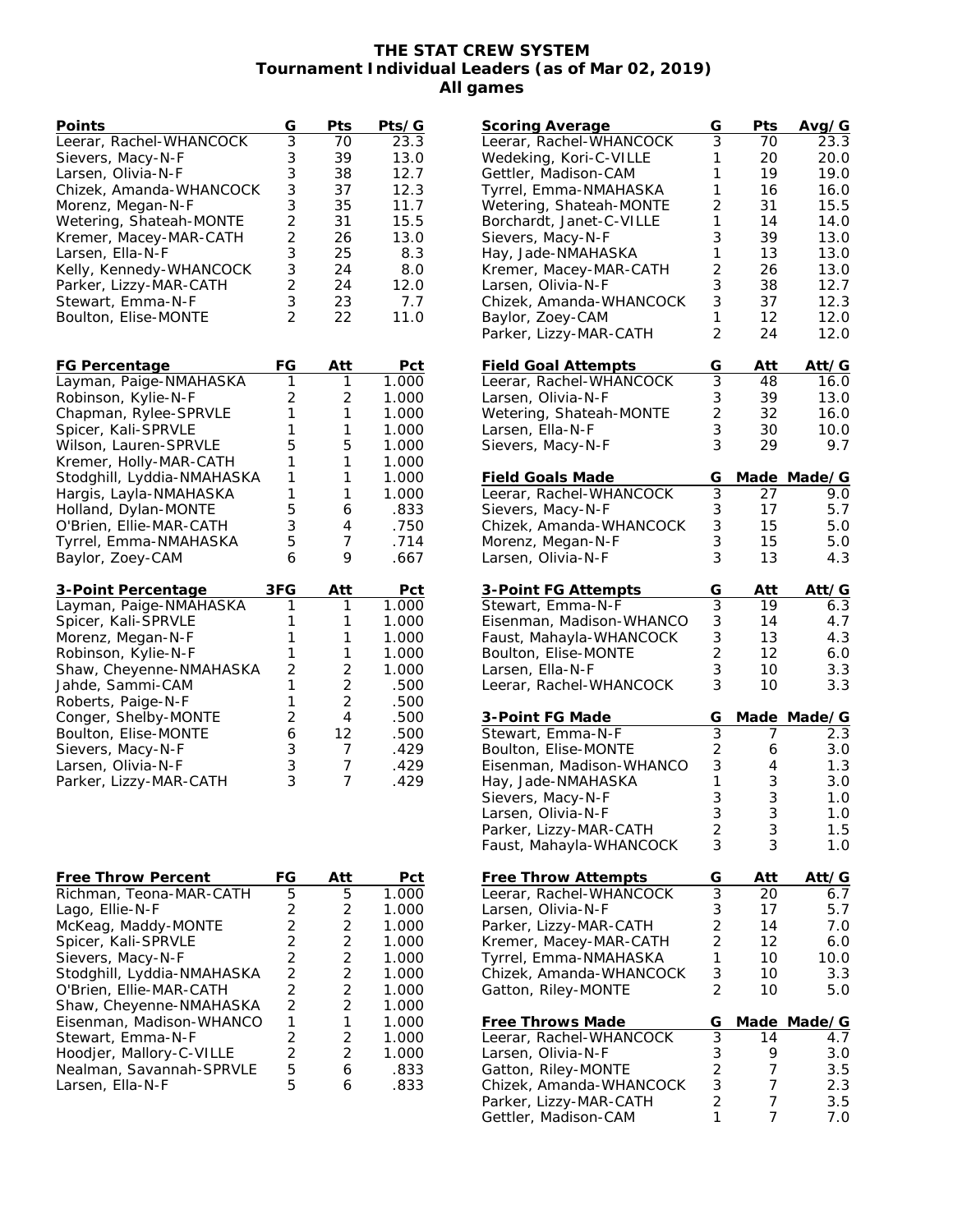# THE STAT CREW SYSTEM
## Tournament Individual Leaders (as of Mar 02, 2019)
### All games

| Points | G | Pts | Pts/G |
|---|---|---|---|
| Leerar, Rachel-WHANCOCK | 3 | 70 | 23.3 |
| Sievers, Macy-N-F | 3 | 39 | 13.0 |
| Larsen, Olivia-N-F | 3 | 38 | 12.7 |
| Chizek, Amanda-WHANCOCK | 3 | 37 | 12.3 |
| Morenz, Megan-N-F | 3 | 35 | 11.7 |
| Wetering, Shateah-MONTE | 2 | 31 | 15.5 |
| Kremer, Macey-MAR-CATH | 2 | 26 | 13.0 |
| Larsen, Ella-N-F | 3 | 25 | 8.3 |
| Kelly, Kennedy-WHANCOCK | 3 | 24 | 8.0 |
| Parker, Lizzy-MAR-CATH | 2 | 24 | 12.0 |
| Stewart, Emma-N-F | 3 | 23 | 7.7 |
| Boulton, Elise-MONTE | 2 | 22 | 11.0 |

| FG Percentage | FG | Att | Pct |
|---|---|---|---|
| Layman, Paige-NMAHASKA | 1 | 1 | 1.000 |
| Robinson, Kylie-N-F | 2 | 2 | 1.000 |
| Chapman, Rylee-SPRVLE | 1 | 1 | 1.000 |
| Spicer, Kali-SPRVLE | 1 | 1 | 1.000 |
| Wilson, Lauren-SPRVLE | 5 | 5 | 1.000 |
| Kremer, Holly-MAR-CATH | 1 | 1 | 1.000 |
| Stodghill, Lyddia-NMAHASKA | 1 | 1 | 1.000 |
| Hargis, Layla-NMAHASKA | 1 | 1 | 1.000 |
| Holland, Dylan-MONTE | 5 | 6 | .833 |
| O'Brien, Ellie-MAR-CATH | 3 | 4 | .750 |
| Tyrrel, Emma-NMAHASKA | 5 | 7 | .714 |
| Baylor, Zoey-CAM | 6 | 9 | .667 |

| 3-Point Percentage | 3FG | Att | Pct |
|---|---|---|---|
| Layman, Paige-NMAHASKA | 1 | 1 | 1.000 |
| Spicer, Kali-SPRVLE | 1 | 1 | 1.000 |
| Morenz, Megan-N-F | 1 | 1 | 1.000 |
| Robinson, Kylie-N-F | 1 | 1 | 1.000 |
| Shaw, Cheyenne-NMAHASKA | 2 | 2 | 1.000 |
| Jahde, Sammi-CAM | 1 | 2 | .500 |
| Roberts, Paige-N-F | 1 | 2 | .500 |
| Conger, Shelby-MONTE | 2 | 4 | .500 |
| Boulton, Elise-MONTE | 6 | 12 | .500 |
| Sievers, Macy-N-F | 3 | 7 | .429 |
| Larsen, Olivia-N-F | 3 | 7 | .429 |
| Parker, Lizzy-MAR-CATH | 3 | 7 | .429 |

| Free Throw Percent | FG | Att | Pct |
|---|---|---|---|
| Richman, Teona-MAR-CATH | 5 | 5 | 1.000 |
| Lago, Ellie-N-F | 2 | 2 | 1.000 |
| McKeag, Maddy-MONTE | 2 | 2 | 1.000 |
| Spicer, Kali-SPRVLE | 2 | 2 | 1.000 |
| Sievers, Macy-N-F | 2 | 2 | 1.000 |
| Stodghill, Lyddia-NMAHASKA | 2 | 2 | 1.000 |
| O'Brien, Ellie-MAR-CATH | 2 | 2 | 1.000 |
| Shaw, Cheyenne-NMAHASKA | 2 | 2 | 1.000 |
| Eisenman, Madison-WHANCO | 1 | 1 | 1.000 |
| Stewart, Emma-N-F | 2 | 2 | 1.000 |
| Hoodjer, Mallory-C-VILLE | 2 | 2 | 1.000 |
| Nealman, Savannah-SPRVLE | 5 | 6 | .833 |
| Larsen, Ella-N-F | 5 | 6 | .833 |

| Scoring Average | G | Pts | Avg/G |
|---|---|---|---|
| Leerar, Rachel-WHANCOCK | 3 | 70 | 23.3 |
| Wedeking, Kori-C-VILLE | 1 | 20 | 20.0 |
| Gettler, Madison-CAM | 1 | 19 | 19.0 |
| Tyrrel, Emma-NMAHASKA | 1 | 16 | 16.0 |
| Wetering, Shateah-MONTE | 2 | 31 | 15.5 |
| Borchardt, Janet-C-VILLE | 1 | 14 | 14.0 |
| Sievers, Macy-N-F | 3 | 39 | 13.0 |
| Hay, Jade-NMAHASKA | 1 | 13 | 13.0 |
| Kremer, Macey-MAR-CATH | 2 | 26 | 13.0 |
| Larsen, Olivia-N-F | 3 | 38 | 12.7 |
| Chizek, Amanda-WHANCOCK | 3 | 37 | 12.3 |
| Baylor, Zoey-CAM | 1 | 12 | 12.0 |
| Parker, Lizzy-MAR-CATH | 2 | 24 | 12.0 |

| Field Goal Attempts | G | Att | Att/G |
|---|---|---|---|
| Leerar, Rachel-WHANCOCK | 3 | 48 | 16.0 |
| Larsen, Olivia-N-F | 3 | 39 | 13.0 |
| Wetering, Shateah-MONTE | 2 | 32 | 16.0 |
| Larsen, Ella-N-F | 3 | 30 | 10.0 |
| Sievers, Macy-N-F | 3 | 29 | 9.7 |

| Field Goals Made | G | Made | Made/G |
|---|---|---|---|
| Leerar, Rachel-WHANCOCK | 3 | 27 | 9.0 |
| Sievers, Macy-N-F | 3 | 17 | 5.7 |
| Chizek, Amanda-WHANCOCK | 3 | 15 | 5.0 |
| Morenz, Megan-N-F | 3 | 15 | 5.0 |
| Larsen, Olivia-N-F | 3 | 13 | 4.3 |

| 3-Point FG Attempts | G | Att | Att/G |
|---|---|---|---|
| Stewart, Emma-N-F | 3 | 19 | 6.3 |
| Eisenman, Madison-WHANCO | 3 | 14 | 4.7 |
| Faust, Mahayla-WHANCOCK | 3 | 13 | 4.3 |
| Boulton, Elise-MONTE | 2 | 12 | 6.0 |
| Larsen, Ella-N-F | 3 | 10 | 3.3 |
| Leerar, Rachel-WHANCOCK | 3 | 10 | 3.3 |

| 3-Point FG Made | G | Made | Made/G |
|---|---|---|---|
| Stewart, Emma-N-F | 3 | 7 | 2.3 |
| Boulton, Elise-MONTE | 2 | 6 | 3.0 |
| Eisenman, Madison-WHANCO | 3 | 4 | 1.3 |
| Hay, Jade-NMAHASKA | 1 | 3 | 3.0 |
| Sievers, Macy-N-F | 3 | 3 | 1.0 |
| Larsen, Olivia-N-F | 3 | 3 | 1.0 |
| Parker, Lizzy-MAR-CATH | 2 | 3 | 1.5 |
| Faust, Mahayla-WHANCOCK | 3 | 3 | 1.0 |

| Free Throw Attempts | G | Att | Att/G |
|---|---|---|---|
| Leerar, Rachel-WHANCOCK | 3 | 20 | 6.7 |
| Larsen, Olivia-N-F | 3 | 17 | 5.7 |
| Parker, Lizzy-MAR-CATH | 2 | 14 | 7.0 |
| Kremer, Macey-MAR-CATH | 2 | 12 | 6.0 |
| Tyrrel, Emma-NMAHASKA | 1 | 10 | 10.0 |
| Chizek, Amanda-WHANCOCK | 3 | 10 | 3.3 |
| Gatton, Riley-MONTE | 2 | 10 | 5.0 |

| Free Throws Made | G | Made | Made/G |
|---|---|---|---|
| Leerar, Rachel-WHANCOCK | 3 | 14 | 4.7 |
| Larsen, Olivia-N-F | 3 | 9 | 3.0 |
| Gatton, Riley-MONTE | 2 | 7 | 3.5 |
| Chizek, Amanda-WHANCOCK | 3 | 7 | 2.3 |
| Parker, Lizzy-MAR-CATH | 2 | 7 | 3.5 |
| Gettler, Madison-CAM | 1 | 7 | 7.0 |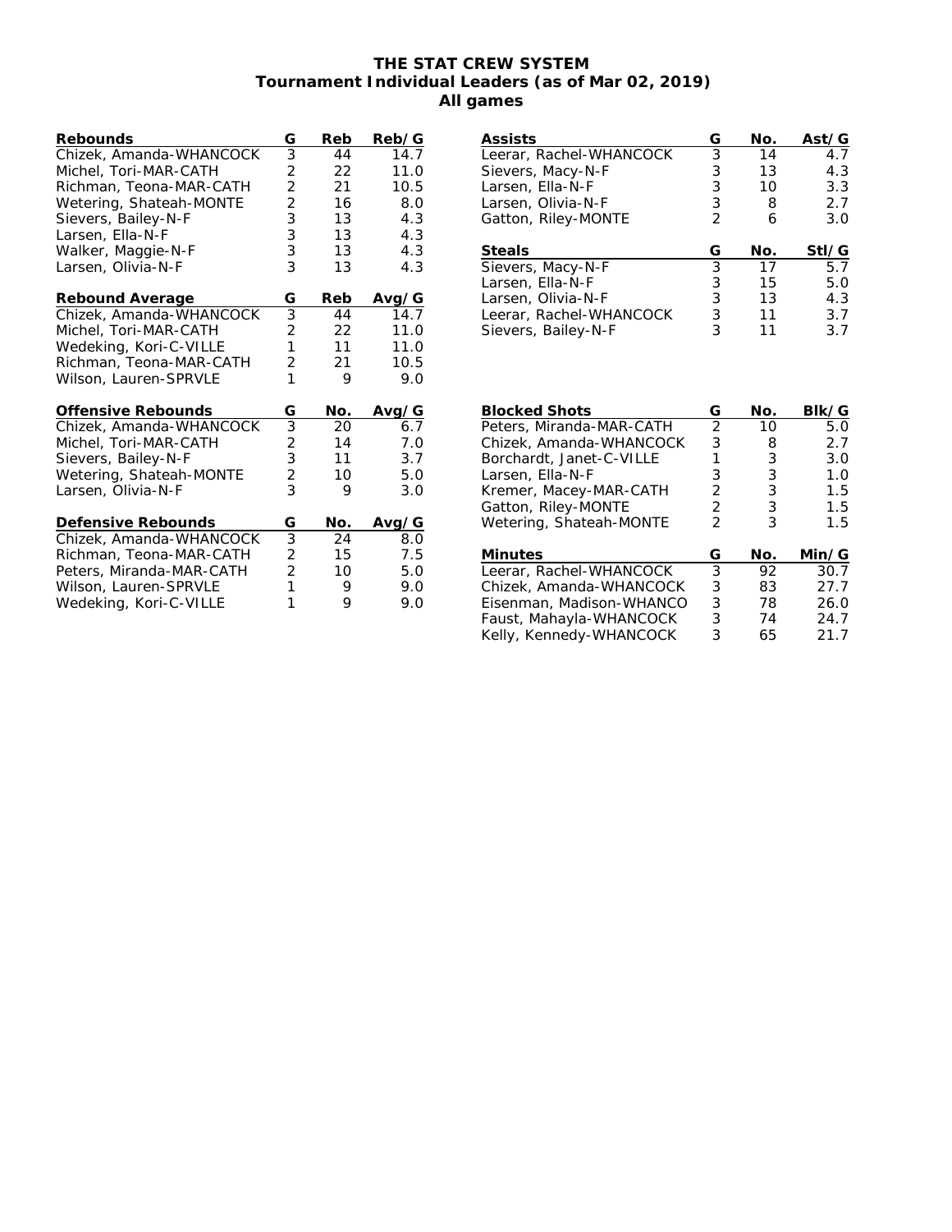# THE STAT CREW SYSTEM
## Tournament Individual Leaders (as of Mar 02, 2019)
### All games

| Rebounds | G | Reb | Reb/G |
|---|---|---|---|
| Chizek, Amanda-WHANCOCK | 3 | 44 | 14.7 |
| Michel, Tori-MAR-CATH | 2 | 22 | 11.0 |
| Richman, Teona-MAR-CATH | 2 | 21 | 10.5 |
| Wetering, Shateah-MONTE | 2 | 16 | 8.0 |
| Sievers, Bailey-N-F | 3 | 13 | 4.3 |
| Larsen, Ella-N-F | 3 | 13 | 4.3 |
| Walker, Maggie-N-F | 3 | 13 | 4.3 |
| Larsen, Olivia-N-F | 3 | 13 | 4.3 |

| Rebound Average | G | Reb | Avg/G |
|---|---|---|---|
| Chizek, Amanda-WHANCOCK | 3 | 44 | 14.7 |
| Michel, Tori-MAR-CATH | 2 | 22 | 11.0 |
| Wedeking, Kori-C-VILLE | 1 | 11 | 11.0 |
| Richman, Teona-MAR-CATH | 2 | 21 | 10.5 |
| Wilson, Lauren-SPRVLE | 1 | 9 | 9.0 |

| Offensive Rebounds | G | No. | Avg/G |
|---|---|---|---|
| Chizek, Amanda-WHANCOCK | 3 | 20 | 6.7 |
| Michel, Tori-MAR-CATH | 2 | 14 | 7.0 |
| Sievers, Bailey-N-F | 3 | 11 | 3.7 |
| Wetering, Shateah-MONTE | 2 | 10 | 5.0 |
| Larsen, Olivia-N-F | 3 | 9 | 3.0 |

| Defensive Rebounds | G | No. | Avg/G |
|---|---|---|---|
| Chizek, Amanda-WHANCOCK | 3 | 24 | 8.0 |
| Richman, Teona-MAR-CATH | 2 | 15 | 7.5 |
| Peters, Miranda-MAR-CATH | 2 | 10 | 5.0 |
| Wilson, Lauren-SPRVLE | 1 | 9 | 9.0 |
| Wedeking, Kori-C-VILLE | 1 | 9 | 9.0 |

| Assists | G | No. | Ast/G |
|---|---|---|---|
| Leerar, Rachel-WHANCOCK | 3 | 14 | 4.7 |
| Sievers, Macy-N-F | 3 | 13 | 4.3 |
| Larsen, Ella-N-F | 3 | 10 | 3.3 |
| Larsen, Olivia-N-F | 3 | 8 | 2.7 |
| Gatton, Riley-MONTE | 2 | 6 | 3.0 |

| Steals | G | No. | Stl/G |
|---|---|---|---|
| Sievers, Macy-N-F | 3 | 17 | 5.7 |
| Larsen, Ella-N-F | 3 | 15 | 5.0 |
| Larsen, Olivia-N-F | 3 | 13 | 4.3 |
| Leerar, Rachel-WHANCOCK | 3 | 11 | 3.7 |
| Sievers, Bailey-N-F | 3 | 11 | 3.7 |

| Blocked Shots | G | No. | Blk/G |
|---|---|---|---|
| Peters, Miranda-MAR-CATH | 2 | 10 | 5.0 |
| Chizek, Amanda-WHANCOCK | 3 | 8 | 2.7 |
| Borchardt, Janet-C-VILLE | 1 | 3 | 3.0 |
| Larsen, Ella-N-F | 3 | 3 | 1.0 |
| Kremer, Macey-MAR-CATH | 2 | 3 | 1.5 |
| Gatton, Riley-MONTE | 2 | 3 | 1.5 |
| Wetering, Shateah-MONTE | 2 | 3 | 1.5 |

| Minutes | G | No. | Min/G |
|---|---|---|---|
| Leerar, Rachel-WHANCOCK | 3 | 92 | 30.7 |
| Chizek, Amanda-WHANCOCK | 3 | 83 | 27.7 |
| Eisenman, Madison-WHANCO | 3 | 78 | 26.0 |
| Faust, Mahayla-WHANCOCK | 3 | 74 | 24.7 |
| Kelly, Kennedy-WHANCOCK | 3 | 65 | 21.7 |